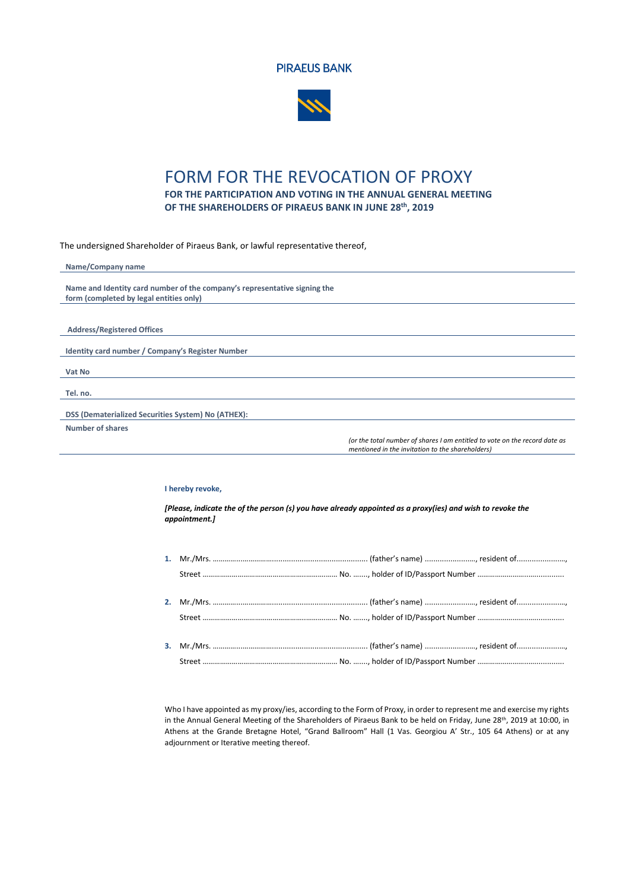PIRAEUS BANK

# FORM FOR THE REVOCATION OF PROXY

**FOR THE PARTICIPATION AND VOTING IN THE ANNUAL GENERAL MEETING OF THE SHAREHOLDERS OF PIRAEUS BANK IN JUNE 28th, 2019**

The undersigned Shareholder of Piraeus Bank, or lawful representative thereof,

**Name/Company name**

**Name and Identity card number of the company's representative signing the form (completed by legal entities only)**

**Address/Registered Offices**

**Identity card number / Company's Register Number**

**Vat No**

**Tel. no.**

**DSS (Dematerialized Securities System) No (ATHEX):**

**Number of shares**

*(or the total number of shares I am entitled to vote on the record date as mentioned in the invitation to the shareholders)*

**I hereby revoke,**

***[Please, indicate the of the person (s) you have already appointed as a proxy(ies) and wish to revoke the appointment.]***

1. Mr./Mrs. ............................................................................ (father's name) ........................, resident of......................., Street .................................................................... No. ......., holder of ID/Passport Number ..........................................

2. Mr./Mrs. ............................................................................ (father's name) ........................, resident of......................., Street .................................................................... No. ......., holder of ID/Passport Number ..........................................

3. Mr./Mrs. ............................................................................ (father's name) ........................, resident of......................., Street .................................................................... No. ......., holder of ID/Passport Number ..........................................

Who I have appointed as my proxy/ies, according to the Form of Proxy, in order to represent me and exercise my rights in the Annual General Meeting of the Shareholders of Piraeus Bank to be held on Friday, June 28th, 2019 at 10:00, in Athens at the Grande Bretagne Hotel, "Grand Ballroom" Hall (1 Vas. Georgiou A' Str., 105 64 Athens) or at any adjournment or Iterative meeting thereof.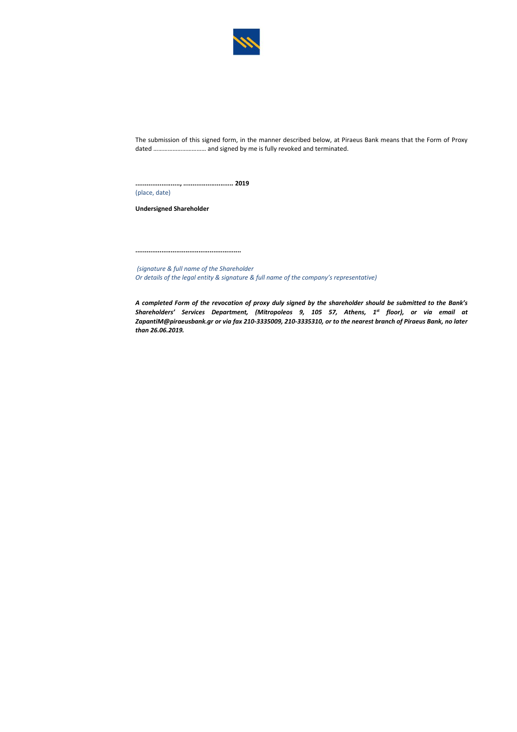The submission of this signed form, in the manner described below, at Piraeus Bank means that the Form of Proxy dated …………………………… and signed by me is fully revoked and terminated.

**……………………, ……………………… 2019**
(place, date)

**Undersigned Shareholder**

**…………………………………………………**

*(signature & full name of the Shareholder*
*Or details of the legal entity & signature & full name of the company's representative)*

***A completed Form of the revocation of proxy duly signed by the shareholder should be submitted to the Bank's Shareholders' Services Department, (Mitropoleos 9, 105 57, Athens, 1st floor), or via email at ZapantiM@piraeusbank.gr or via fax 210-3335009, 210-3335310, or to the nearest branch of Piraeus Bank, no later than 26.06.2019.***